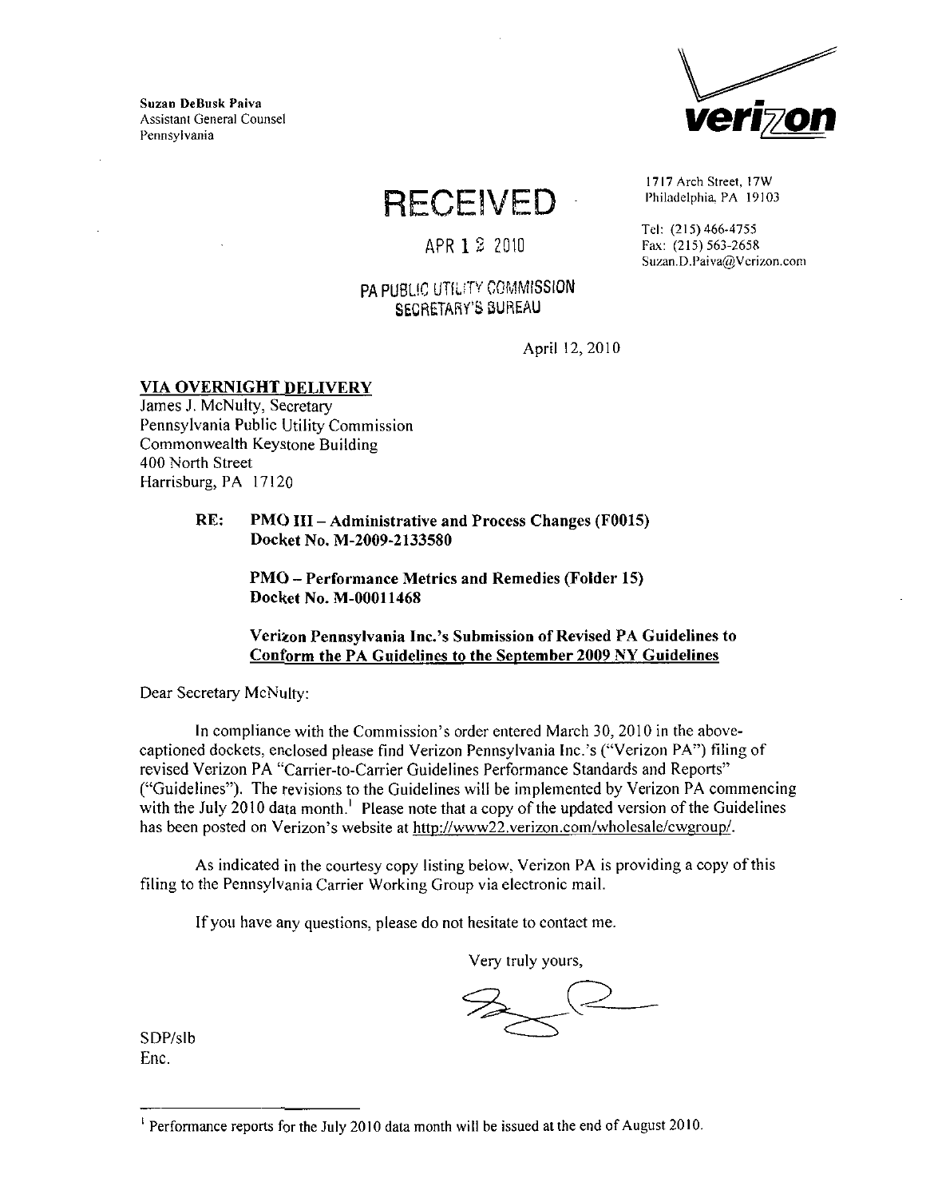**Suzan DeBusk Paiva**
Assistant General Counsel
Pennsylvania

verizon

1717 Arch Street, 17W
Philadelphia, PA 19103

Tel: (215) 466-4755
Fax: (215) 563-2658
Suzan.D.Paiva@Verizon.com

RECEIVED

APR 12 2010

PA PUBLIC UTILITY COMMISSION
SECRETARY'S BUREAU

April 12, 2010

**VIA OVERNIGHT DELIVERY**
James J. McNulty, Secretary
Pennsylvania Public Utility Commission
Commonwealth Keystone Building
400 North Street
Harrisburg, PA 17120

> **RE: PMO III – Administrative and Process Changes (F0015)**
> **Docket No. M-2009-2133580**
>
> **PMO – Performance Metrics and Remedies (Folder 15)**
> **Docket No. M-00011468**
>
> **Verizon Pennsylvania Inc.'s Submission of Revised PA Guidelines to Conform the PA Guidelines to the September 2009 NY Guidelines**

Dear Secretary McNulty:

In compliance with the Commission's order entered March 30, 2010 in the above-captioned dockets, enclosed please find Verizon Pennsylvania Inc.'s ("Verizon PA") filing of revised Verizon PA "Carrier-to-Carrier Guidelines Performance Standards and Reports" ("Guidelines"). The revisions to the Guidelines will be implemented by Verizon PA commencing with the July 2010 data month.[1] Please note that a copy of the updated version of the Guidelines has been posted on Verizon's website at http://www22.verizon.com/wholesale/cwgroup/.

As indicated in the courtesy copy listing below, Verizon PA is providing a copy of this filing to the Pennsylvania Carrier Working Group via electronic mail.

If you have any questions, please do not hesitate to contact me.

Very truly yours,

SDP/slb
Enc.

---

[1] Performance reports for the July 2010 data month will be issued at the end of August 2010.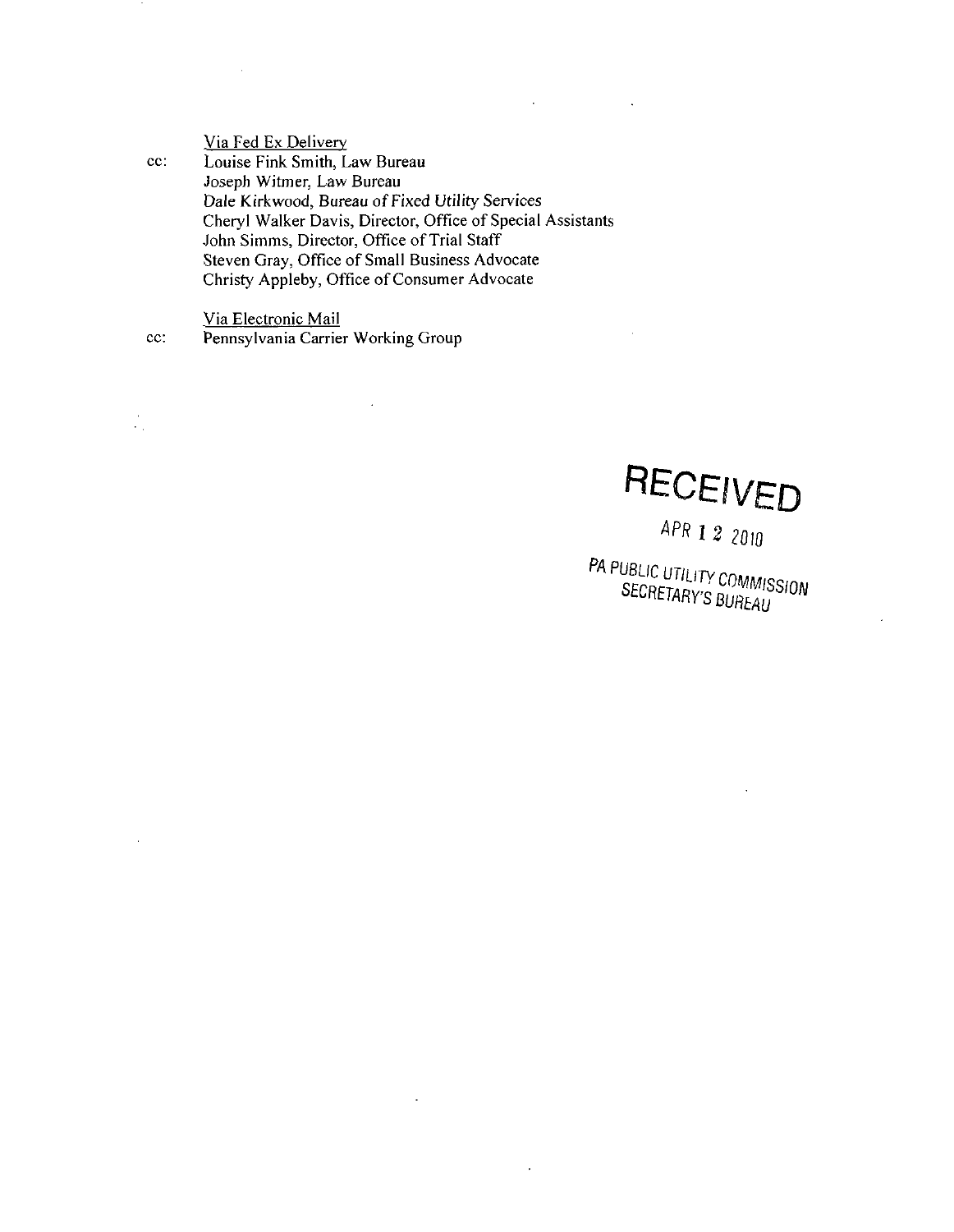<u>Via Fed Ex Delivery</u>

cc: Louise Fink Smith, Law Bureau
Joseph Witmer, Law Bureau
Dale Kirkwood, Bureau of Fixed Utility Services
Cheryl Walker Davis, Director, Office of Special Assistants
John Simms, Director, Office of Trial Staff
Steven Gray, Office of Small Business Advocate
Christy Appleby, Office of Consumer Advocate

<u>Via Electronic Mail</u>

cc: Pennsylvania Carrier Working Group

RECEIVED

APR 12 2010

PA PUBLIC UTILITY COMMISSION
SECRETARY'S BUREAU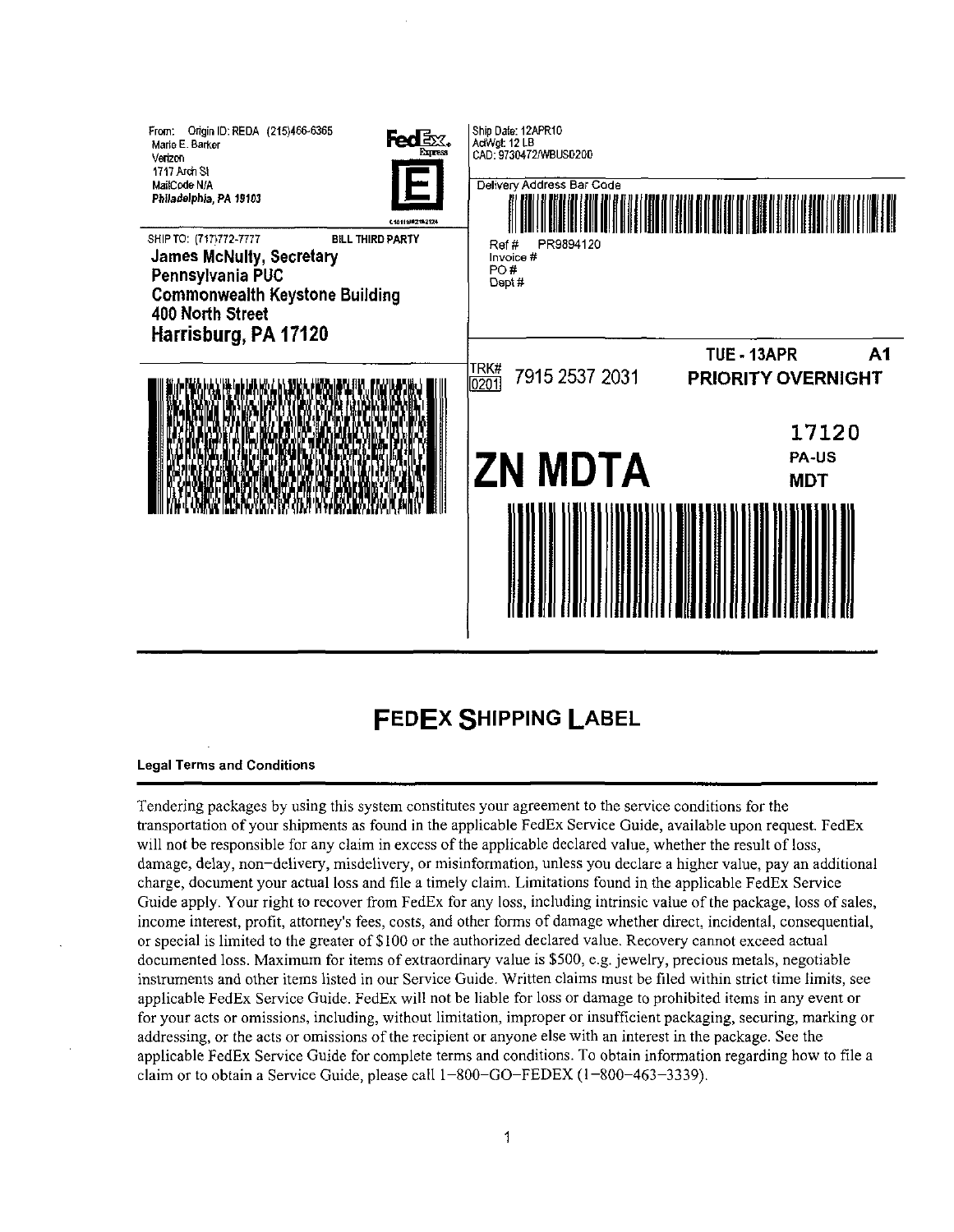From: Origin ID: REDA (215)466-6365
Mario E. Barker
Verizon
1717 Arch St
MailCode N/A
**Philadelphia, PA 19103**

FedEx Express

E

SHIP TO: (717)772-7777 **BILL THIRD PARTY**

**James McNulty, Secretary**
**Pennsylvania PUC**
**Commonwealth Keystone Building**
**400 North Street**
**Harrisburg, PA 17120**

Ship Date: 12APR10
ActWgt: 12 LB
CAD: 9730472/WBUS0200

Delivery Address Bar Code

Ref # PR9894120
Invoice #
PO #
Dept #

**TUE - 13APR A1**

TRK# 0201 7915 2537 2031 **PRIORITY OVERNIGHT**

**ZN MDTA**

**17120**
**PA-US**
**MDT**

# FEDEX SHIPPING LABEL

**Legal Terms and Conditions**

Tendering packages by using this system constitutes your agreement to the service conditions for the transportation of your shipments as found in the applicable FedEx Service Guide, available upon request. FedEx will not be responsible for any claim in excess of the applicable declared value, whether the result of loss, damage, delay, non-delivery, misdelivery, or misinformation, unless you declare a higher value, pay an additional charge, document your actual loss and file a timely claim. Limitations found in the applicable FedEx Service Guide apply. Your right to recover from FedEx for any loss, including intrinsic value of the package, loss of sales, income interest, profit, attorney's fees, costs, and other forms of damage whether direct, incidental, consequential, or special is limited to the greater of $100 or the authorized declared value. Recovery cannot exceed actual documented loss. Maximum for items of extraordinary value is $500, e.g. jewelry, precious metals, negotiable instruments and other items listed in our Service Guide. Written claims must be filed within strict time limits, see applicable FedEx Service Guide. FedEx will not be liable for loss or damage to prohibited items in any event or for your acts or omissions, including, without limitation, improper or insufficient packaging, securing, marking or addressing, or the acts or omissions of the recipient or anyone else with an interest in the package. See the applicable FedEx Service Guide for complete terms and conditions. To obtain information regarding how to file a claim or to obtain a Service Guide, please call 1-800-GO-FEDEX (1-800-463-3339).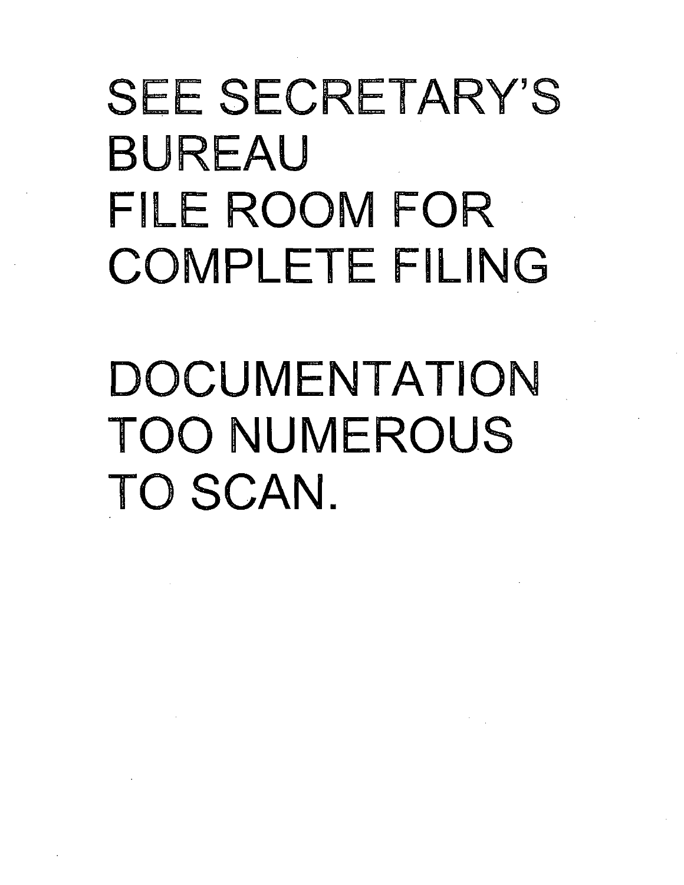SEE SECRETARY'S BUREAU FILE ROOM FOR COMPLETE FILING

DOCUMENTATION TOO NUMEROUS TO SCAN.